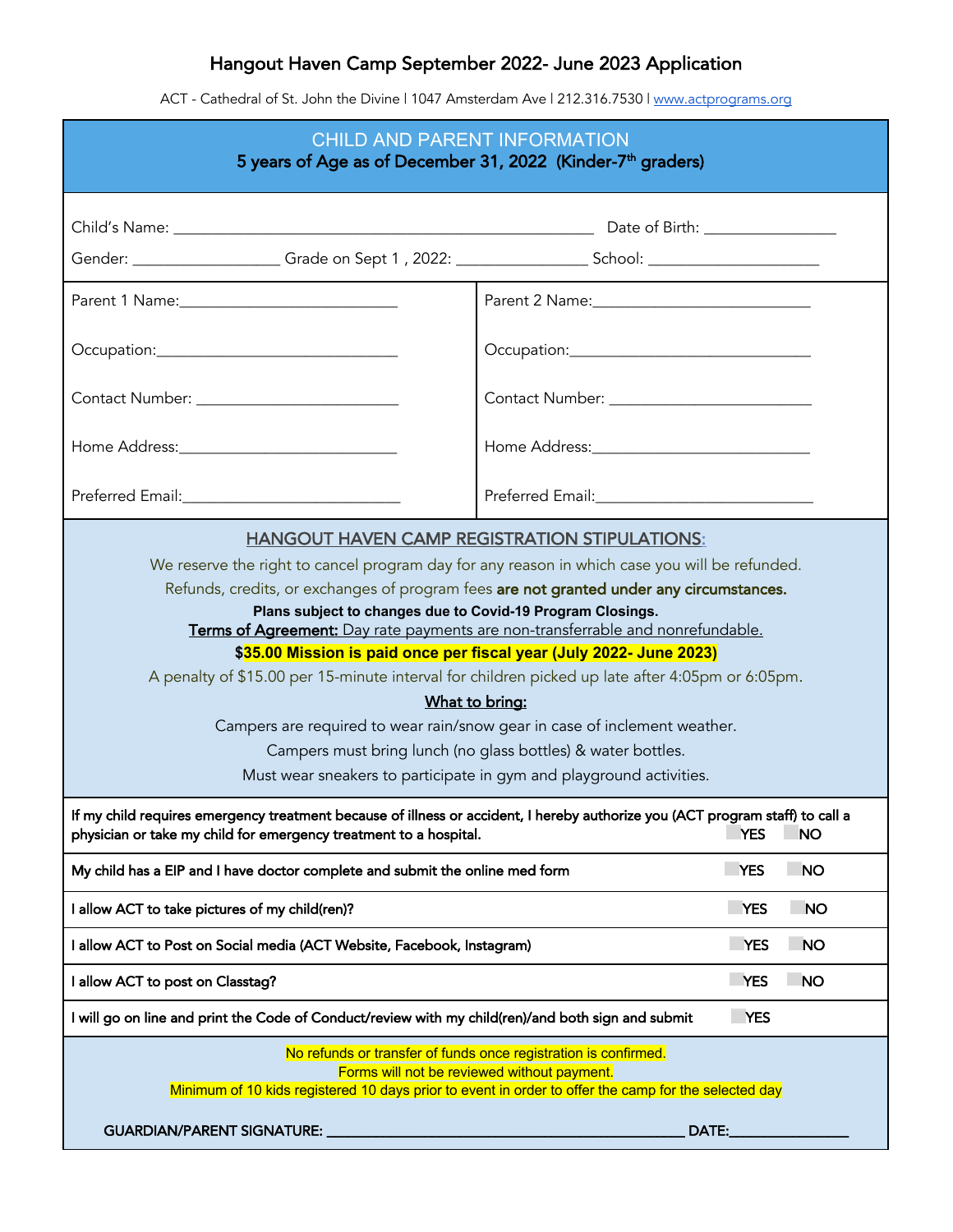# Hangout Haven Camp September 2022- June 2023 Application

ACT - Cathedral of St. John the Divine | 1047 Amsterdam Ave | 212.316.7530 | www.actprograms.org

## CHILD AND PARENT INFORMATION

**5 years of Age as of December 31, 2022 (Kinder-7th graders)**

Child's Name: ______________________________________________ Date of Birth: ______________

Gender: ________________ Grade on Sept 1 , 2022: ______________ School: ___________________

| Parent 1 | Parent 2 |
|---|---|
| Parent 1 Name:________________________ | Parent 2 Name:________________________ |
| Occupation:___________________________ | Occupation:___________________________ |
| Contact Number: ______________________ | Contact Number: ______________________ |
| Home Address:_________________________ | Home Address:_________________________ |
| Preferred Email:_______________________ | Preferred Email:_______________________ |

## HANGOUT HAVEN CAMP REGISTRATION STIPULATIONS:

We reserve the right to cancel program day for any reason in which case you will be refunded.

Refunds, credits, or exchanges of program fees **are not granted under any circumstances.**

**Plans subject to changes due to Covid-19 Program Closings.**

Terms of Agreement: Day rate payments are non-transferrable and nonrefundable.

**$35.00 Mission is paid once per fiscal year (July 2022- June 2023)**

A penalty of $15.00 per 15-minute interval for children picked up late after 4:05pm or 6:05pm.

**What to bring:**

Campers are required to wear rain/snow gear in case of inclement weather.

Campers must bring lunch (no glass bottles) & water bottles.

Must wear sneakers to participate in gym and playground activities.

| | | |
|---|---|---|
| If my child requires emergency treatment because of illness or accident, I hereby authorize you (ACT program staff) to call a physician or take my child for emergency treatment to a hospital. | YES | NO |
| My child has a EIP and I have doctor complete and submit the online med form | YES | NO |
| I allow ACT to take pictures of my child(ren)? | YES | NO |
| I allow ACT to Post on Social media (ACT Website, Facebook, Instagram) | YES | NO |
| I allow ACT to post on Classtag? | YES | NO |
| I will go on line and print the Code of Conduct/review with my child(ren)/and both sign and submit | YES | |

No refunds or transfer of funds once registration is confirmed.

Forms will not be reviewed without payment.

Minimum of 10 kids registered 10 days prior to event in order to offer the camp for the selected day

GUARDIAN/PARENT SIGNATURE: ________________________________________ DATE:______________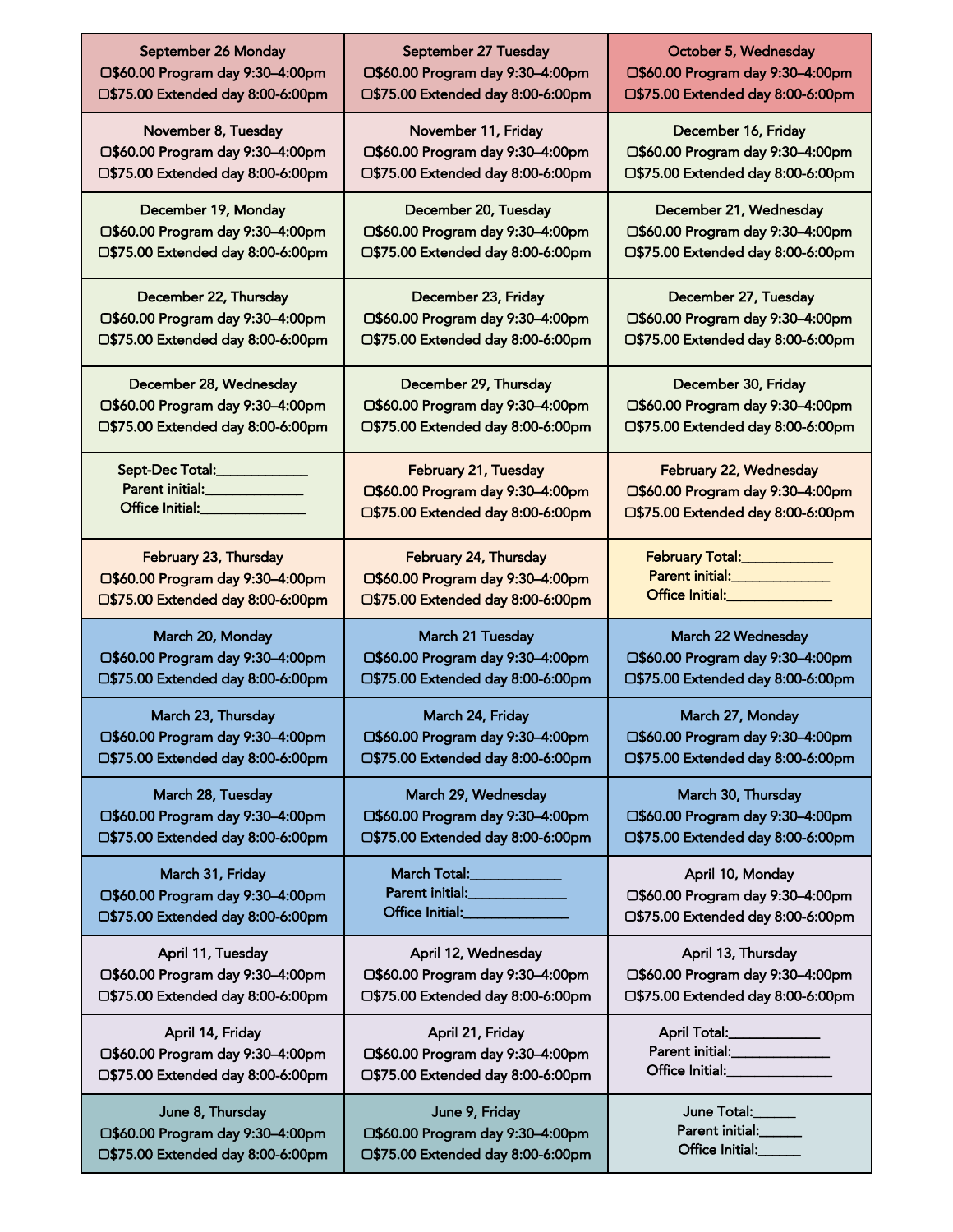| | | |
|---|---|---|
| September 26 Monday<br>▢$60.00 Program day 9:30–4:00pm<br>▢$75.00 Extended day 8:00-6:00pm | September 27 Tuesday<br>▢$60.00 Program day 9:30–4:00pm<br>▢$75.00 Extended day 8:00-6:00pm | October 5, Wednesday<br>▢$60.00 Program day 9:30–4:00pm<br>▢$75.00 Extended day 8:00-6:00pm |
| November 8, Tuesday<br>▢$60.00 Program day 9:30–4:00pm<br>▢$75.00 Extended day 8:00-6:00pm | November 11, Friday<br>▢$60.00 Program day 9:30–4:00pm<br>▢$75.00 Extended day 8:00-6:00pm | December 16, Friday<br>▢$60.00 Program day 9:30–4:00pm<br>▢$75.00 Extended day 8:00-6:00pm |
| December 19, Monday<br>▢$60.00 Program day 9:30–4:00pm<br>▢$75.00 Extended day 8:00-6:00pm | December 20, Tuesday<br>▢$60.00 Program day 9:30–4:00pm<br>▢$75.00 Extended day 8:00-6:00pm | December 21, Wednesday<br>▢$60.00 Program day 9:30–4:00pm<br>▢$75.00 Extended day 8:00-6:00pm |
| December 22, Thursday<br>▢$60.00 Program day 9:30–4:00pm<br>▢$75.00 Extended day 8:00-6:00pm | December 23, Friday<br>▢$60.00 Program day 9:30–4:00pm<br>▢$75.00 Extended day 8:00-6:00pm | December 27, Tuesday<br>▢$60.00 Program day 9:30–4:00pm<br>▢$75.00 Extended day 8:00-6:00pm |
| December 28, Wednesday<br>▢$60.00 Program day 9:30–4:00pm<br>▢$75.00 Extended day 8:00-6:00pm | December 29, Thursday<br>▢$60.00 Program day 9:30–4:00pm<br>▢$75.00 Extended day 8:00-6:00pm | December 30, Friday<br>▢$60.00 Program day 9:30–4:00pm<br>▢$75.00 Extended day 8:00-6:00pm |
| Sept-Dec Total:____________<br>Parent initial:_____________<br>Office Initial:______________ | February 21, Tuesday<br>▢$60.00 Program day 9:30–4:00pm<br>▢$75.00 Extended day 8:00-6:00pm | February 22, Wednesday<br>▢$60.00 Program day 9:30–4:00pm<br>▢$75.00 Extended day 8:00-6:00pm |
| February 23, Thursday<br>▢$60.00 Program day 9:30–4:00pm<br>▢$75.00 Extended day 8:00-6:00pm | February 24, Thursday<br>▢$60.00 Program day 9:30–4:00pm<br>▢$75.00 Extended day 8:00-6:00pm | February Total:____________<br>Parent initial:_____________<br>Office Initial:______________ |
| March 20, Monday<br>▢$60.00 Program day 9:30–4:00pm<br>▢$75.00 Extended day 8:00-6:00pm | March 21 Tuesday<br>▢$60.00 Program day 9:30–4:00pm<br>▢$75.00 Extended day 8:00-6:00pm | March 22 Wednesday<br>▢$60.00 Program day 9:30–4:00pm<br>▢$75.00 Extended day 8:00-6:00pm |
| March 23, Thursday<br>▢$60.00 Program day 9:30–4:00pm<br>▢$75.00 Extended day 8:00-6:00pm | March 24, Friday<br>▢$60.00 Program day 9:30–4:00pm<br>▢$75.00 Extended day 8:00-6:00pm | March 27, Monday<br>▢$60.00 Program day 9:30–4:00pm<br>▢$75.00 Extended day 8:00-6:00pm |
| March 28, Tuesday<br>▢$60.00 Program day 9:30–4:00pm<br>▢$75.00 Extended day 8:00-6:00pm | March 29, Wednesday<br>▢$60.00 Program day 9:30–4:00pm<br>▢$75.00 Extended day 8:00-6:00pm | March 30, Thursday<br>▢$60.00 Program day 9:30–4:00pm<br>▢$75.00 Extended day 8:00-6:00pm |
| March 31, Friday<br>▢$60.00 Program day 9:30–4:00pm<br>▢$75.00 Extended day 8:00-6:00pm | March Total:____________<br>Parent initial:_____________<br>Office Initial:______________ | April 10, Monday<br>▢$60.00 Program day 9:30–4:00pm<br>▢$75.00 Extended day 8:00-6:00pm |
| April 11, Tuesday<br>▢$60.00 Program day 9:30–4:00pm<br>▢$75.00 Extended day 8:00-6:00pm | April 12, Wednesday<br>▢$60.00 Program day 9:30–4:00pm<br>▢$75.00 Extended day 8:00-6:00pm | April 13, Thursday<br>▢$60.00 Program day 9:30–4:00pm<br>▢$75.00 Extended day 8:00-6:00pm |
| April 14, Friday<br>▢$60.00 Program day 9:30–4:00pm<br>▢$75.00 Extended day 8:00-6:00pm | April 21, Friday<br>▢$60.00 Program day 9:30–4:00pm<br>▢$75.00 Extended day 8:00-6:00pm | April Total:____________<br>Parent initial:_____________<br>Office Initial:______________ |
| June 8, Thursday<br>▢$60.00 Program day 9:30–4:00pm<br>▢$75.00 Extended day 8:00-6:00pm | June 9, Friday<br>▢$60.00 Program day 9:30–4:00pm<br>▢$75.00 Extended day 8:00-6:00pm | June Total:_____<br>Parent initial:_____<br>Office Initial:_____ |